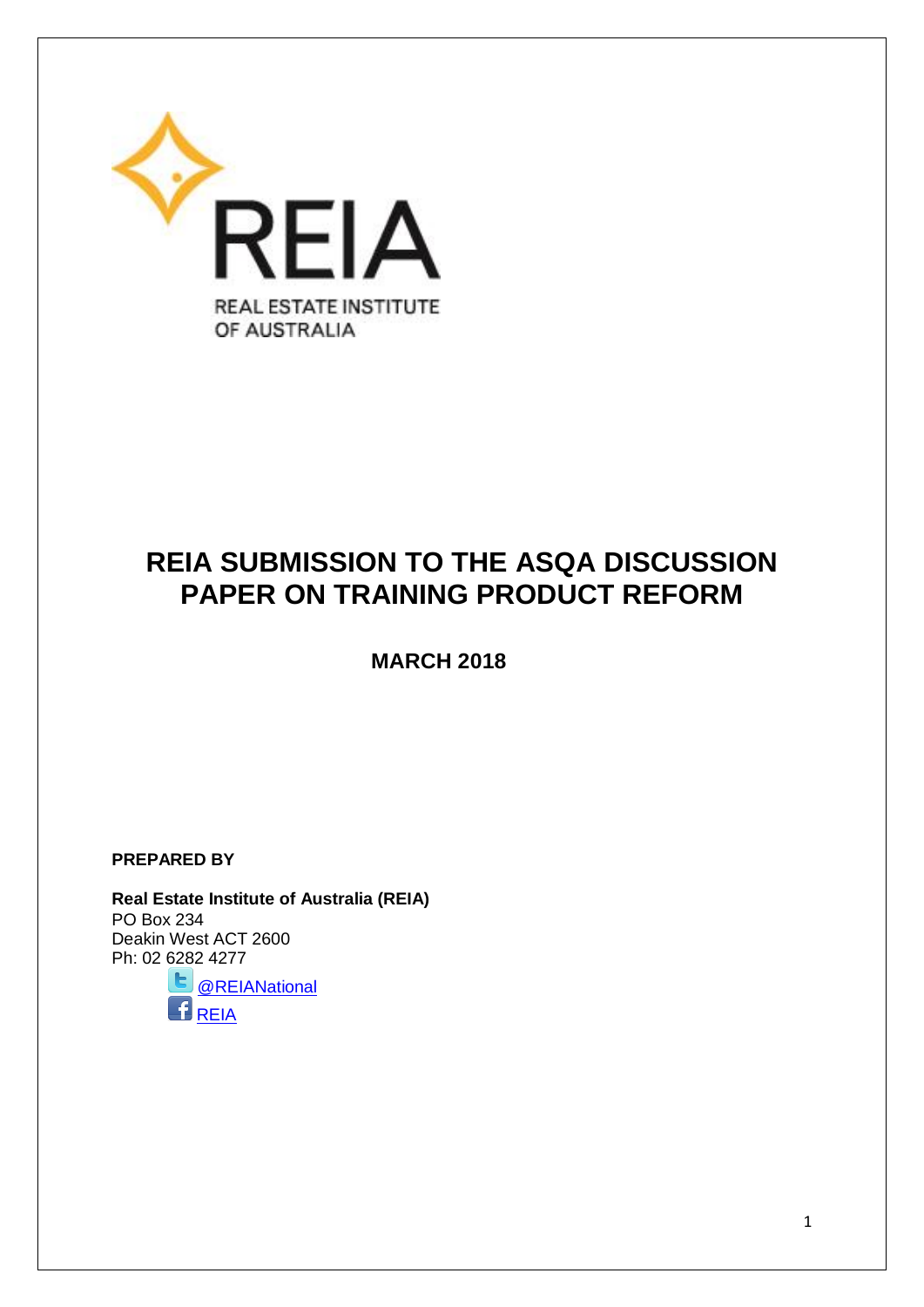REIA

REAL ESTATE INSTITUTE OF AUSTRALIA

# REIA SUBMISSION TO THE ASQA DISCUSSION PAPER ON TRAINING PRODUCT REFORM

**MARCH 2018**

**PREPARED BY**

**Real Estate Institute of Australia (REIA)**
PO Box 234
Deakin West ACT 2600
Ph: 02 6282 4277

@REIANational

REIA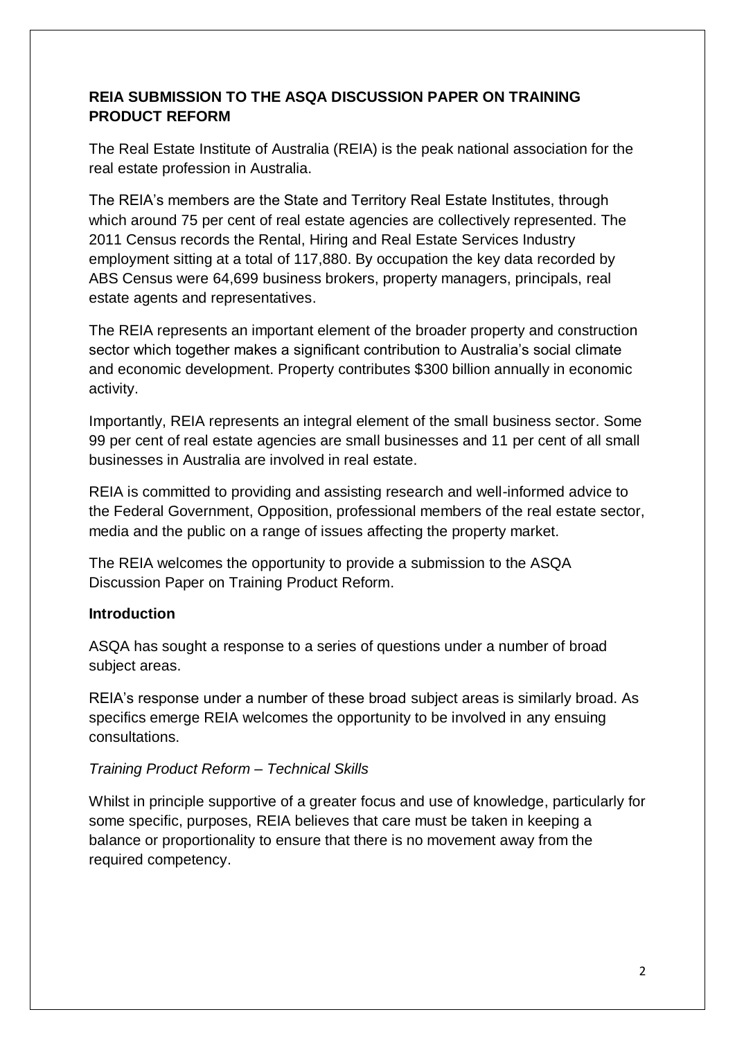**REIA SUBMISSION TO THE ASQA DISCUSSION PAPER ON TRAINING PRODUCT REFORM**

The Real Estate Institute of Australia (REIA) is the peak national association for the real estate profession in Australia.

The REIA's members are the State and Territory Real Estate Institutes, through which around 75 per cent of real estate agencies are collectively represented. The 2011 Census records the Rental, Hiring and Real Estate Services Industry employment sitting at a total of 117,880. By occupation the key data recorded by ABS Census were 64,699 business brokers, property managers, principals, real estate agents and representatives.

The REIA represents an important element of the broader property and construction sector which together makes a significant contribution to Australia's social climate and economic development. Property contributes $300 billion annually in economic activity.

Importantly, REIA represents an integral element of the small business sector. Some 99 per cent of real estate agencies are small businesses and 11 per cent of all small businesses in Australia are involved in real estate.

REIA is committed to providing and assisting research and well-informed advice to the Federal Government, Opposition, professional members of the real estate sector, media and the public on a range of issues affecting the property market.

The REIA welcomes the opportunity to provide a submission to the ASQA Discussion Paper on Training Product Reform.

**Introduction**

ASQA has sought a response to a series of questions under a number of broad subject areas.

REIA's response under a number of these broad subject areas is similarly broad. As specifics emerge REIA welcomes the opportunity to be involved in any ensuing consultations.

*Training Product Reform – Technical Skills*

Whilst in principle supportive of a greater focus and use of knowledge, particularly for some specific, purposes, REIA believes that care must be taken in keeping a balance or proportionality to ensure that there is no movement away from the required competency.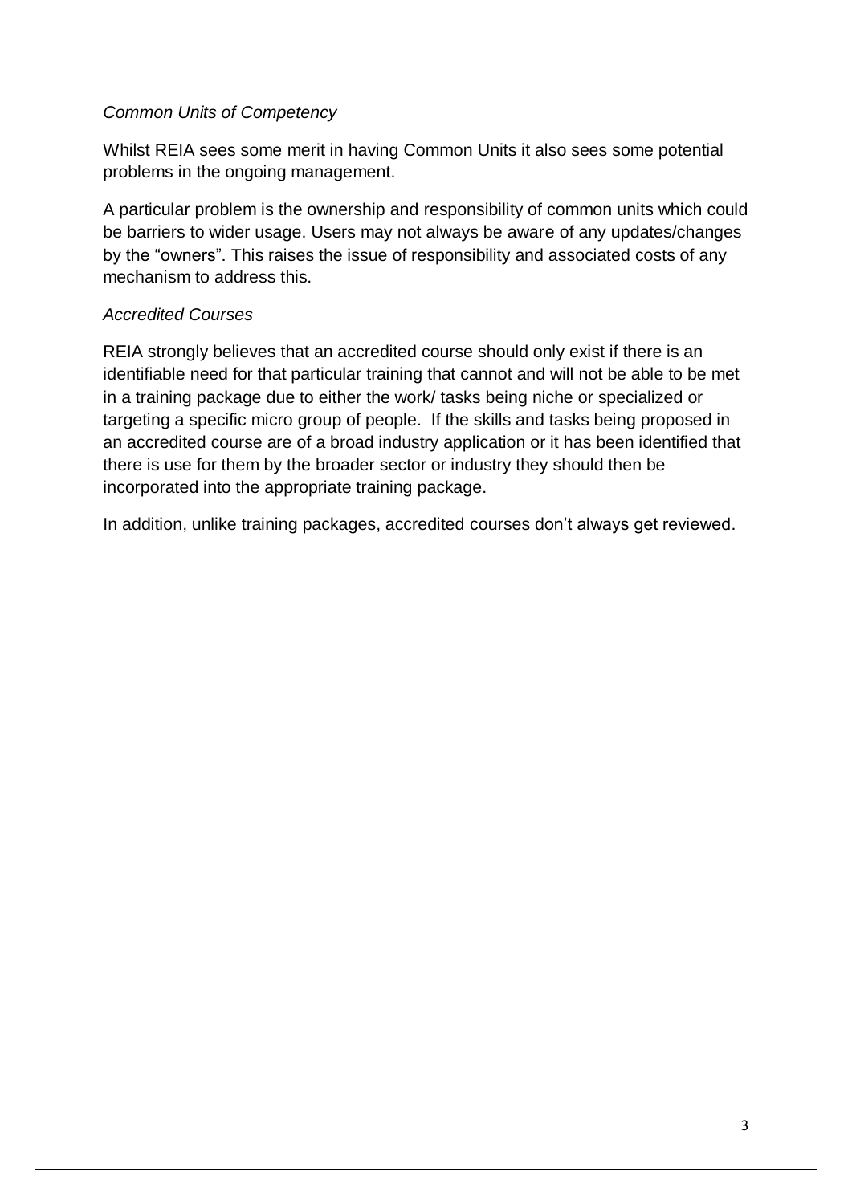*Common Units of Competency*

Whilst REIA sees some merit in having Common Units it also sees some potential problems in the ongoing management.

A particular problem is the ownership and responsibility of common units which could be barriers to wider usage. Users may not always be aware of any updates/changes by the "owners". This raises the issue of responsibility and associated costs of any mechanism to address this.

*Accredited Courses*

REIA strongly believes that an accredited course should only exist if there is an identifiable need for that particular training that cannot and will not be able to be met in a training package due to either the work/ tasks being niche or specialized or targeting a specific micro group of people. If the skills and tasks being proposed in an accredited course are of a broad industry application or it has been identified that there is use for them by the broader sector or industry they should then be incorporated into the appropriate training package.

In addition, unlike training packages, accredited courses don't always get reviewed.